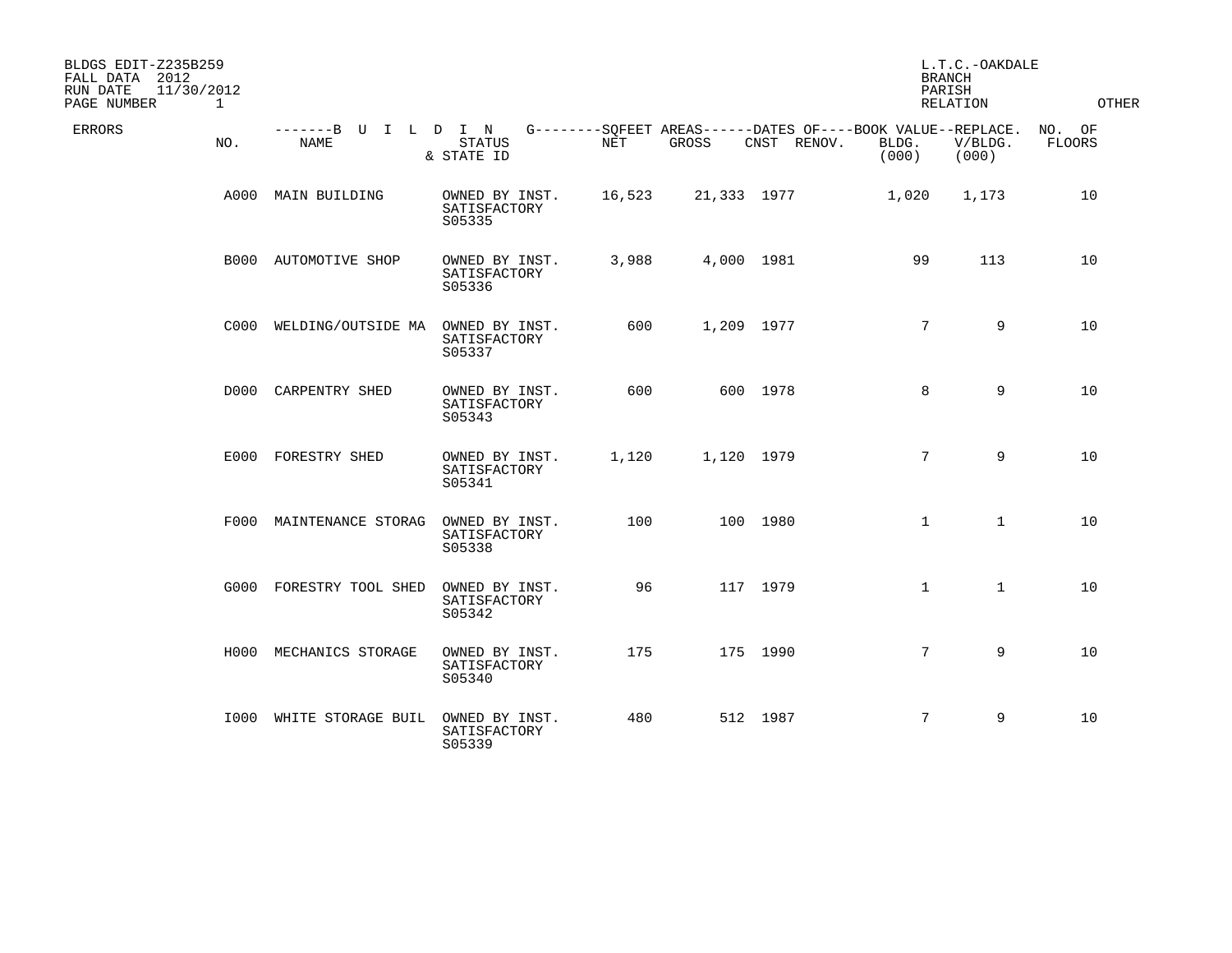BLDGS EDIT-Z235B259
FALL DATA 2012
RUN DATE 11/30/2012

L.T.C.-OAKDALE
BRANCH
PARISH
RELATION
OTHER

| ERRORS | NO. | BUILDING NAME | STATUS & STATE ID | SQFEET AREAS NET | SQFEET AREAS GROSS | DATES OF CNST | DATES OF RENOV. | BOOK VALUE BLDG. (000) | REPLACE. V/BLDG. (000) | NO. OF FLOORS |
|---|---|---|---|---|---|---|---|---|---|---|
| | A000 | MAIN BUILDING | OWNED BY INST. SATISFACTORY S05335 | 16,523 | 21,333 | 1977 | | 1,020 | 1,173 | 10 |
| | B000 | AUTOMOTIVE SHOP | OWNED BY INST. SATISFACTORY S05336 | 3,988 | 4,000 | 1981 | | 99 | 113 | 10 |
| | C000 | WELDING/OUTSIDE MA | OWNED BY INST. SATISFACTORY S05337 | 600 | 1,209 | 1977 | | 7 | 9 | 10 |
| | D000 | CARPENTRY SHED | OWNED BY INST. SATISFACTORY S05343 | 600 | 600 | 1978 | | 8 | 9 | 10 |
| | E000 | FORESTRY SHED | OWNED BY INST. SATISFACTORY S05341 | 1,120 | 1,120 | 1979 | | 7 | 9 | 10 |
| | F000 | MAINTENANCE STORAG | OWNED BY INST. SATISFACTORY S05338 | 100 | 100 | 1980 | | 1 | 1 | 10 |
| | G000 | FORESTRY TOOL SHED | OWNED BY INST. SATISFACTORY S05342 | 96 | 117 | 1979 | | 1 | 1 | 10 |
| | H000 | MECHANICS STORAGE | OWNED BY INST. SATISFACTORY S05340 | 175 | 175 | 1990 | | 7 | 9 | 10 |
| | I000 | WHITE STORAGE BUIL | OWNED BY INST. SATISFACTORY S05339 | 480 | 512 | 1987 | | 7 | 9 | 10 |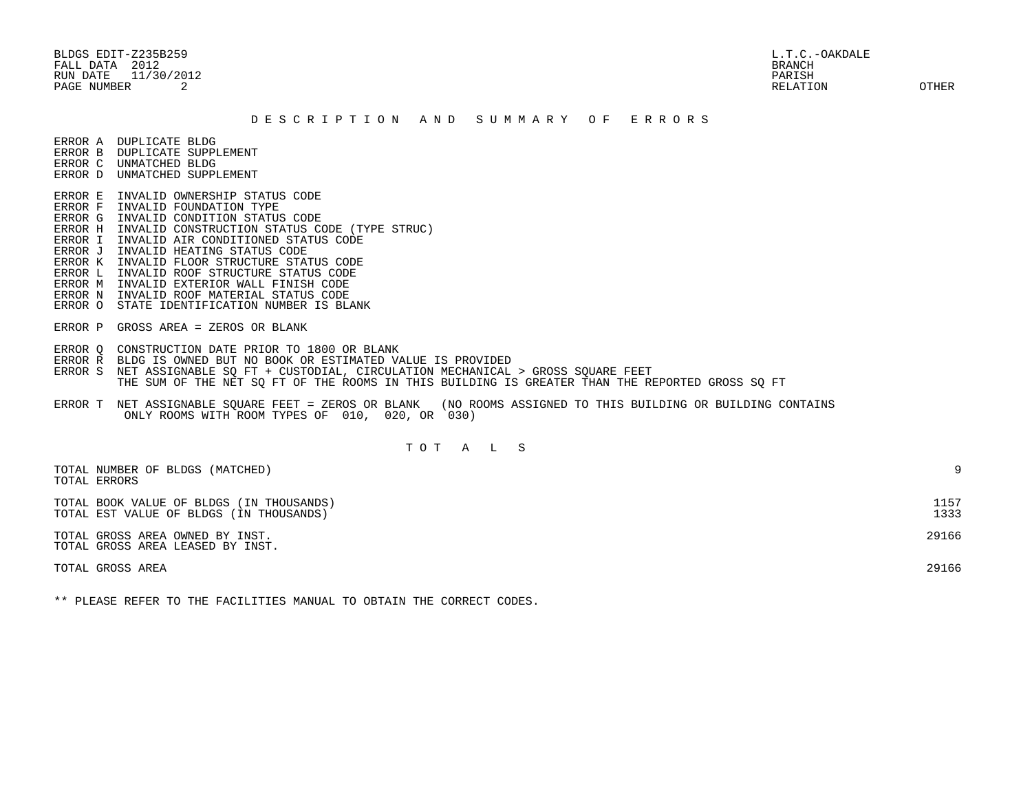BLDGS EDIT-Z235B259
FALL DATA 2012
RUN DATE 11/30/2012
PAGE NUMBER 2

L.T.C.-OAKDALE
BRANCH
PARISH
RELATION OTHER

## D E S C R I P T I O N A N D S U M M A R Y O F E R R O R S

ERROR A DUPLICATE BLDG
ERROR B DUPLICATE SUPPLEMENT
ERROR C UNMATCHED BLDG
ERROR D UNMATCHED SUPPLEMENT

ERROR E INVALID OWNERSHIP STATUS CODE
ERROR F INVALID FOUNDATION TYPE
ERROR G INVALID CONDITION STATUS CODE
ERROR H INVALID CONSTRUCTION STATUS CODE (TYPE STRUC)
ERROR I INVALID AIR CONDITIONED STATUS CODE
ERROR J INVALID HEATING STATUS CODE
ERROR K INVALID FLOOR STRUCTURE STATUS CODE
ERROR L INVALID ROOF STRUCTURE STATUS CODE
ERROR M INVALID EXTERIOR WALL FINISH CODE
ERROR N INVALID ROOF MATERIAL STATUS CODE
ERROR O STATE IDENTIFICATION NUMBER IS BLANK

ERROR P GROSS AREA = ZEROS OR BLANK

ERROR Q CONSTRUCTION DATE PRIOR TO 1800 OR BLANK
ERROR R BLDG IS OWNED BUT NO BOOK OR ESTIMATED VALUE IS PROVIDED
ERROR S NET ASSIGNABLE SQ FT + CUSTODIAL, CIRCULATION MECHANICAL > GROSS SQUARE FEET
THE SUM OF THE NET SQ FT OF THE ROOMS IN THIS BUILDING IS GREATER THAN THE REPORTED GROSS SQ FT

ERROR T NET ASSIGNABLE SQUARE FEET = ZEROS OR BLANK (NO ROOMS ASSIGNED TO THIS BUILDING OR BUILDING CONTAINS ONLY ROOMS WITH ROOM TYPES OF 010, 020, OR 030)

## T O T A L S

| | |
|---|---|
| TOTAL NUMBER OF BLDGS (MATCHED) | 9 |
| TOTAL ERRORS | |
| TOTAL BOOK VALUE OF BLDGS (IN THOUSANDS) | 1157 |
| TOTAL EST VALUE OF BLDGS (IN THOUSANDS) | 1333 |
| TOTAL GROSS AREA OWNED BY INST. | 29166 |
| TOTAL GROSS AREA LEASED BY INST. | |
| TOTAL GROSS AREA | 29166 |

** PLEASE REFER TO THE FACILITIES MANUAL TO OBTAIN THE CORRECT CODES.